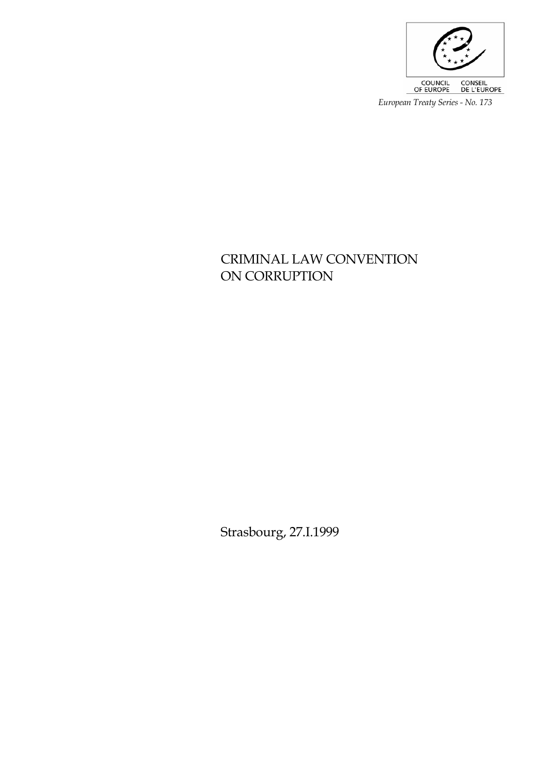COUNCIL OF EUROPE CONSEIL DE L'EUROPE

*European Treaty Series - No. 173*

# CRIMINAL LAW CONVENTION ON CORRUPTION

Strasbourg, 27.I.1999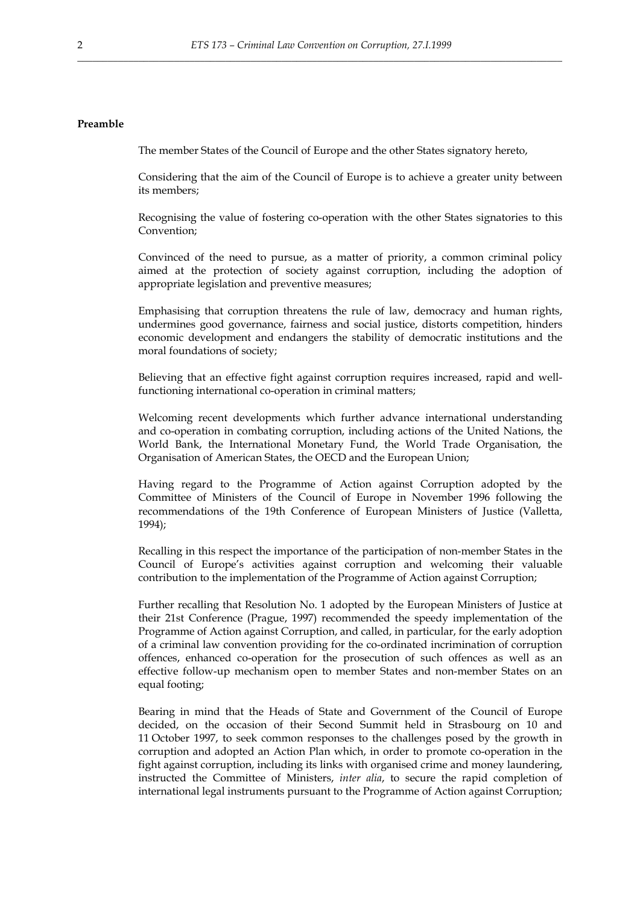## Preamble

The member States of the Council of Europe and the other States signatory hereto,

Considering that the aim of the Council of Europe is to achieve a greater unity between its members;

Recognising the value of fostering co-operation with the other States signatories to this Convention;

Convinced of the need to pursue, as a matter of priority, a common criminal policy aimed at the protection of society against corruption, including the adoption of appropriate legislation and preventive measures;

Emphasising that corruption threatens the rule of law, democracy and human rights, undermines good governance, fairness and social justice, distorts competition, hinders economic development and endangers the stability of democratic institutions and the moral foundations of society;

Believing that an effective fight against corruption requires increased, rapid and well-functioning international co-operation in criminal matters;

Welcoming recent developments which further advance international understanding and co-operation in combating corruption, including actions of the United Nations, the World Bank, the International Monetary Fund, the World Trade Organisation, the Organisation of American States, the OECD and the European Union;

Having regard to the Programme of Action against Corruption adopted by the Committee of Ministers of the Council of Europe in November 1996 following the recommendations of the 19th Conference of European Ministers of Justice (Valletta, 1994);

Recalling in this respect the importance of the participation of non-member States in the Council of Europe's activities against corruption and welcoming their valuable contribution to the implementation of the Programme of Action against Corruption;

Further recalling that Resolution No. 1 adopted by the European Ministers of Justice at their 21st Conference (Prague, 1997) recommended the speedy implementation of the Programme of Action against Corruption, and called, in particular, for the early adoption of a criminal law convention providing for the co-ordinated incrimination of corruption offences, enhanced co-operation for the prosecution of such offences as well as an effective follow-up mechanism open to member States and non-member States on an equal footing;

Bearing in mind that the Heads of State and Government of the Council of Europe decided, on the occasion of their Second Summit held in Strasbourg on 10 and 11 October 1997, to seek common responses to the challenges posed by the growth in corruption and adopted an Action Plan which, in order to promote co-operation in the fight against corruption, including its links with organised crime and money laundering, instructed the Committee of Ministers, *inter alia*, to secure the rapid completion of international legal instruments pursuant to the Programme of Action against Corruption;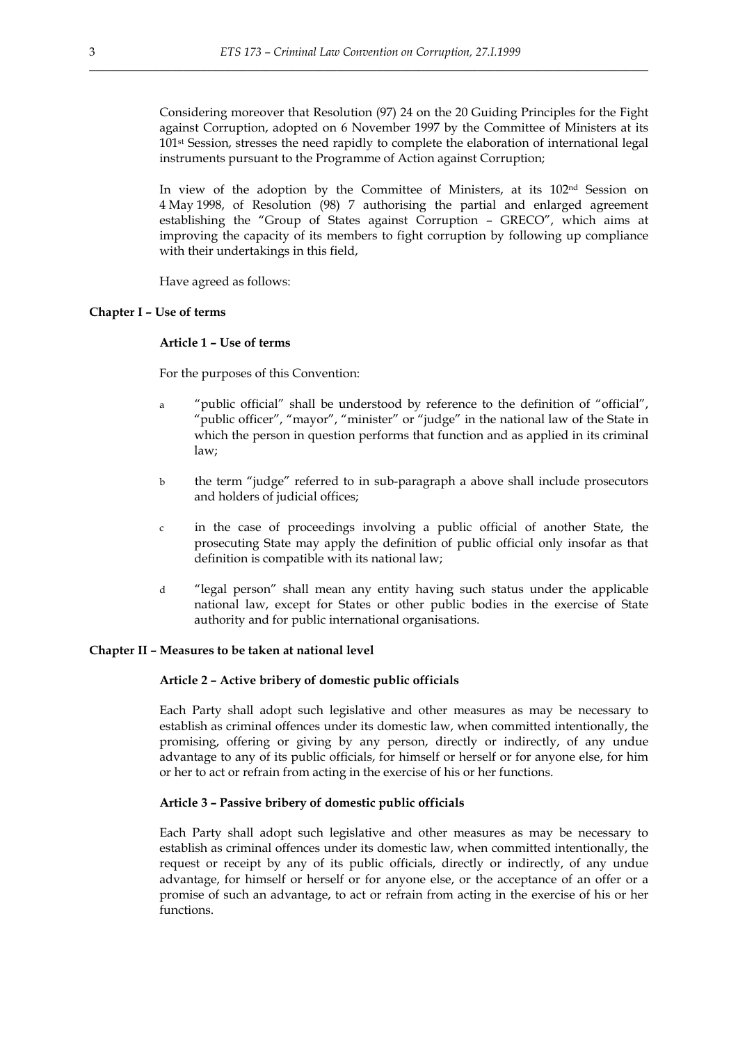Considering moreover that Resolution (97) 24 on the 20 Guiding Principles for the Fight against Corruption, adopted on 6 November 1997 by the Committee of Ministers at its 101st Session, stresses the need rapidly to complete the elaboration of international legal instruments pursuant to the Programme of Action against Corruption;

In view of the adoption by the Committee of Ministers, at its 102nd Session on 4 May 1998, of Resolution (98) 7 authorising the partial and enlarged agreement establishing the "Group of States against Corruption – GRECO", which aims at improving the capacity of its members to fight corruption by following up compliance with their undertakings in this field,

Have agreed as follows:

## Chapter I – Use of terms

### Article 1 – Use of terms

For the purposes of this Convention:

a "public official" shall be understood by reference to the definition of "official", "public officer", "mayor", "minister" or "judge" in the national law of the State in which the person in question performs that function and as applied in its criminal law;

b the term "judge" referred to in sub-paragraph a above shall include prosecutors and holders of judicial offices;

c in the case of proceedings involving a public official of another State, the prosecuting State may apply the definition of public official only insofar as that definition is compatible with its national law;

d "legal person" shall mean any entity having such status under the applicable national law, except for States or other public bodies in the exercise of State authority and for public international organisations.

## Chapter II – Measures to be taken at national level

### Article 2 – Active bribery of domestic public officials

Each Party shall adopt such legislative and other measures as may be necessary to establish as criminal offences under its domestic law, when committed intentionally, the promising, offering or giving by any person, directly or indirectly, of any undue advantage to any of its public officials, for himself or herself or for anyone else, for him or her to act or refrain from acting in the exercise of his or her functions.

### Article 3 – Passive bribery of domestic public officials

Each Party shall adopt such legislative and other measures as may be necessary to establish as criminal offences under its domestic law, when committed intentionally, the request or receipt by any of its public officials, directly or indirectly, of any undue advantage, for himself or herself or for anyone else, or the acceptance of an offer or a promise of such an advantage, to act or refrain from acting in the exercise of his or her functions.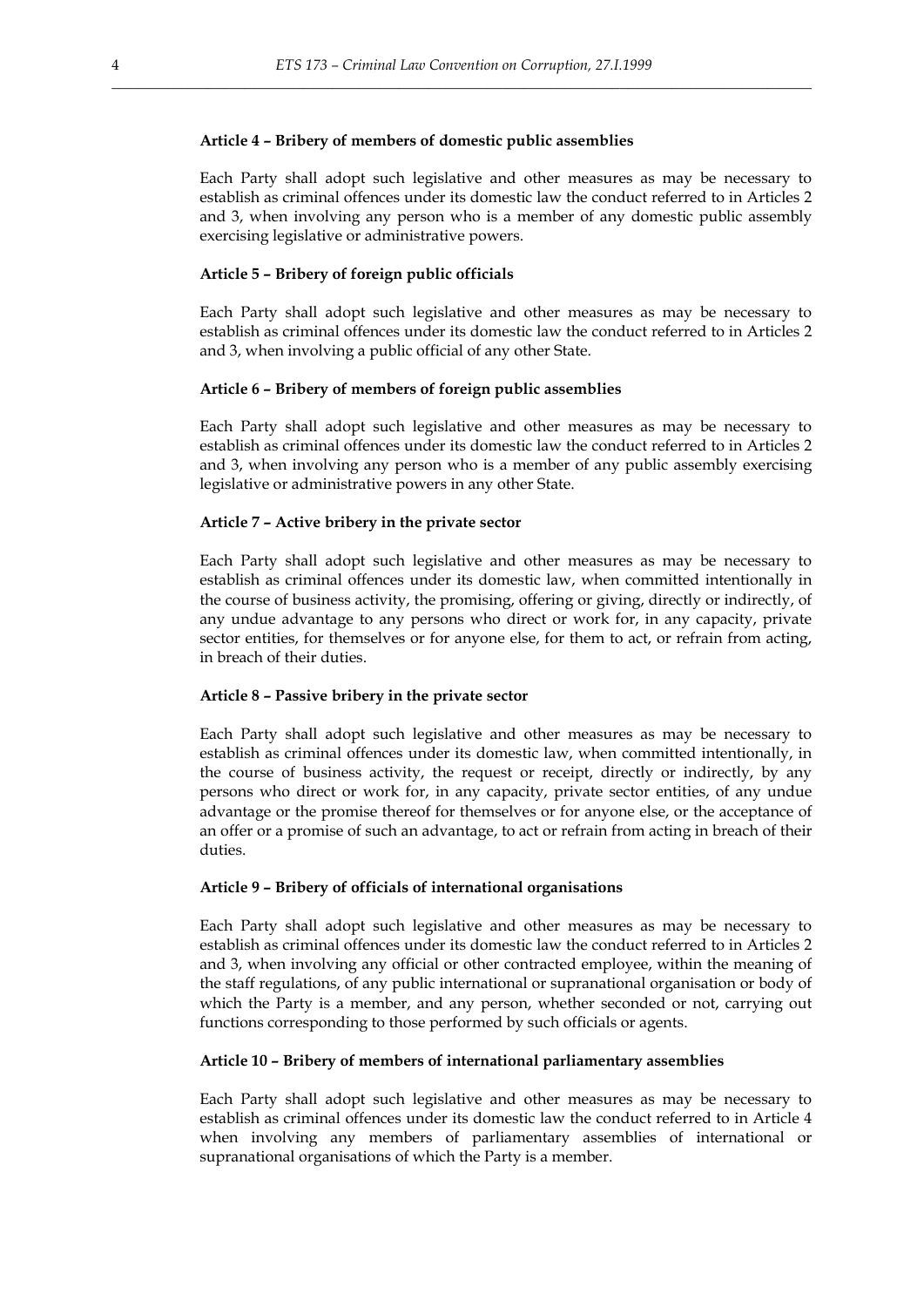#### Article 4 – Bribery of members of domestic public assemblies

Each Party shall adopt such legislative and other measures as may be necessary to establish as criminal offences under its domestic law the conduct referred to in Articles 2 and 3, when involving any person who is a member of any domestic public assembly exercising legislative or administrative powers.

#### Article 5 – Bribery of foreign public officials

Each Party shall adopt such legislative and other measures as may be necessary to establish as criminal offences under its domestic law the conduct referred to in Articles 2 and 3, when involving a public official of any other State.

#### Article 6 – Bribery of members of foreign public assemblies

Each Party shall adopt such legislative and other measures as may be necessary to establish as criminal offences under its domestic law the conduct referred to in Articles 2 and 3, when involving any person who is a member of any public assembly exercising legislative or administrative powers in any other State.

#### Article 7 – Active bribery in the private sector

Each Party shall adopt such legislative and other measures as may be necessary to establish as criminal offences under its domestic law, when committed intentionally in the course of business activity, the promising, offering or giving, directly or indirectly, of any undue advantage to any persons who direct or work for, in any capacity, private sector entities, for themselves or for anyone else, for them to act, or refrain from acting, in breach of their duties.

#### Article 8 – Passive bribery in the private sector

Each Party shall adopt such legislative and other measures as may be necessary to establish as criminal offences under its domestic law, when committed intentionally, in the course of business activity, the request or receipt, directly or indirectly, by any persons who direct or work for, in any capacity, private sector entities, of any undue advantage or the promise thereof for themselves or for anyone else, or the acceptance of an offer or a promise of such an advantage, to act or refrain from acting in breach of their duties.

#### Article 9 – Bribery of officials of international organisations

Each Party shall adopt such legislative and other measures as may be necessary to establish as criminal offences under its domestic law the conduct referred to in Articles 2 and 3, when involving any official or other contracted employee, within the meaning of the staff regulations, of any public international or supranational organisation or body of which the Party is a member, and any person, whether seconded or not, carrying out functions corresponding to those performed by such officials or agents.

#### Article 10 – Bribery of members of international parliamentary assemblies

Each Party shall adopt such legislative and other measures as may be necessary to establish as criminal offences under its domestic law the conduct referred to in Article 4 when involving any members of parliamentary assemblies of international or supranational organisations of which the Party is a member.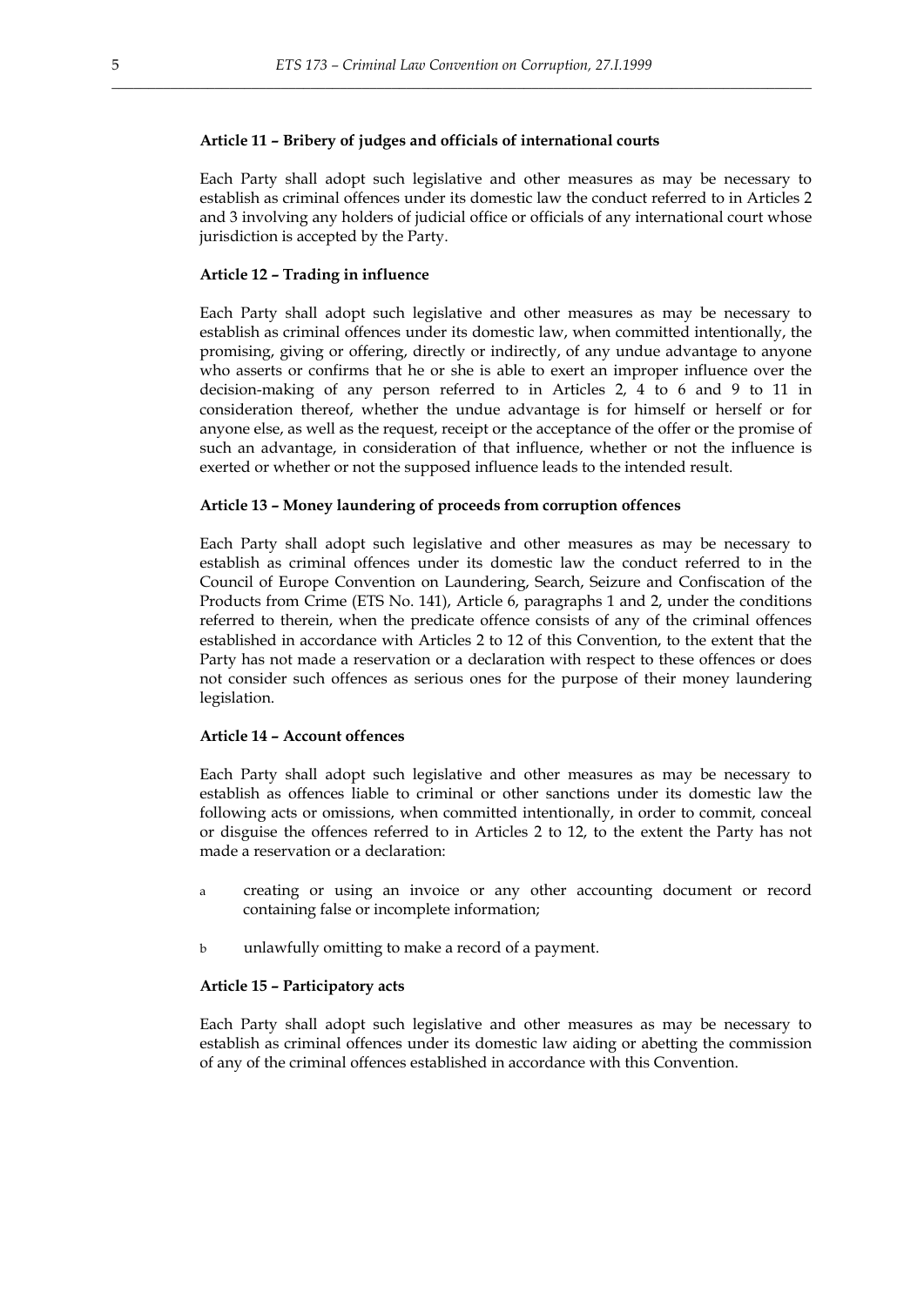#### Article 11 – Bribery of judges and officials of international courts

Each Party shall adopt such legislative and other measures as may be necessary to establish as criminal offences under its domestic law the conduct referred to in Articles 2 and 3 involving any holders of judicial office or officials of any international court whose jurisdiction is accepted by the Party.

#### Article 12 – Trading in influence

Each Party shall adopt such legislative and other measures as may be necessary to establish as criminal offences under its domestic law, when committed intentionally, the promising, giving or offering, directly or indirectly, of any undue advantage to anyone who asserts or confirms that he or she is able to exert an improper influence over the decision-making of any person referred to in Articles 2, 4 to 6 and 9 to 11 in consideration thereof, whether the undue advantage is for himself or herself or for anyone else, as well as the request, receipt or the acceptance of the offer or the promise of such an advantage, in consideration of that influence, whether or not the influence is exerted or whether or not the supposed influence leads to the intended result.

#### Article 13 – Money laundering of proceeds from corruption offences

Each Party shall adopt such legislative and other measures as may be necessary to establish as criminal offences under its domestic law the conduct referred to in the Council of Europe Convention on Laundering, Search, Seizure and Confiscation of the Products from Crime (ETS No. 141), Article 6, paragraphs 1 and 2, under the conditions referred to therein, when the predicate offence consists of any of the criminal offences established in accordance with Articles 2 to 12 of this Convention, to the extent that the Party has not made a reservation or a declaration with respect to these offences or does not consider such offences as serious ones for the purpose of their money laundering legislation.

#### Article 14 – Account offences

Each Party shall adopt such legislative and other measures as may be necessary to establish as offences liable to criminal or other sanctions under its domestic law the following acts or omissions, when committed intentionally, in order to commit, conceal or disguise the offences referred to in Articles 2 to 12, to the extent the Party has not made a reservation or a declaration:

a creating or using an invoice or any other accounting document or record containing false or incomplete information;

b unlawfully omitting to make a record of a payment.

#### Article 15 – Participatory acts

Each Party shall adopt such legislative and other measures as may be necessary to establish as criminal offences under its domestic law aiding or abetting the commission of any of the criminal offences established in accordance with this Convention.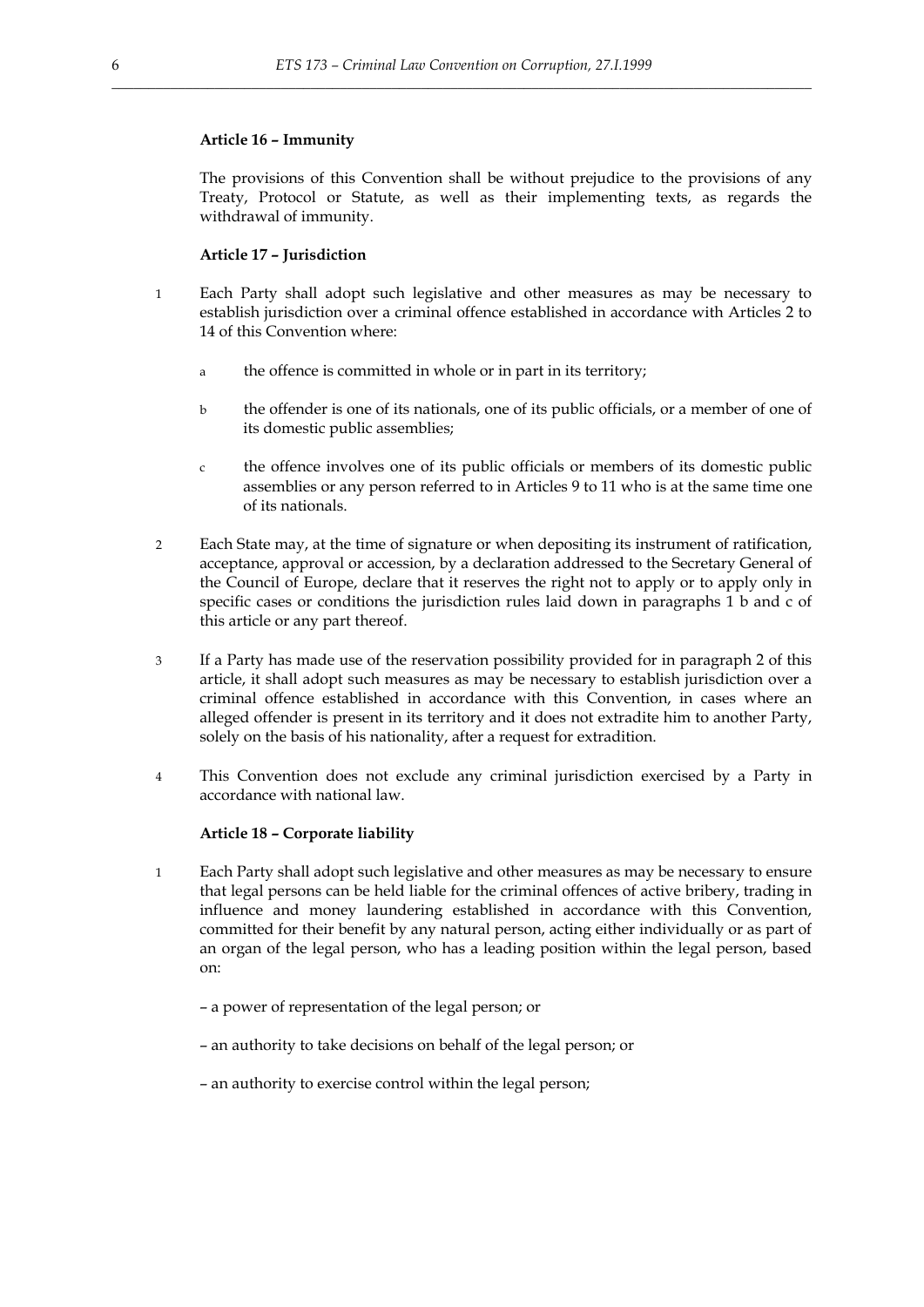### Article 16 – Immunity

The provisions of this Convention shall be without prejudice to the provisions of any Treaty, Protocol or Statute, as well as their implementing texts, as regards the withdrawal of immunity.

### Article 17 – Jurisdiction

1 Each Party shall adopt such legislative and other measures as may be necessary to establish jurisdiction over a criminal offence established in accordance with Articles 2 to 14 of this Convention where:

a the offence is committed in whole or in part in its territory;

b the offender is one of its nationals, one of its public officials, or a member of one of its domestic public assemblies;

c the offence involves one of its public officials or members of its domestic public assemblies or any person referred to in Articles 9 to 11 who is at the same time one of its nationals.

2 Each State may, at the time of signature or when depositing its instrument of ratification, acceptance, approval or accession, by a declaration addressed to the Secretary General of the Council of Europe, declare that it reserves the right not to apply or to apply only in specific cases or conditions the jurisdiction rules laid down in paragraphs 1 b and c of this article or any part thereof.

3 If a Party has made use of the reservation possibility provided for in paragraph 2 of this article, it shall adopt such measures as may be necessary to establish jurisdiction over a criminal offence established in accordance with this Convention, in cases where an alleged offender is present in its territory and it does not extradite him to another Party, solely on the basis of his nationality, after a request for extradition.

4 This Convention does not exclude any criminal jurisdiction exercised by a Party in accordance with national law.

### Article 18 – Corporate liability

1 Each Party shall adopt such legislative and other measures as may be necessary to ensure that legal persons can be held liable for the criminal offences of active bribery, trading in influence and money laundering established in accordance with this Convention, committed for their benefit by any natural person, acting either individually or as part of an organ of the legal person, who has a leading position within the legal person, based on:

– a power of representation of the legal person; or

– an authority to take decisions on behalf of the legal person; or

– an authority to exercise control within the legal person;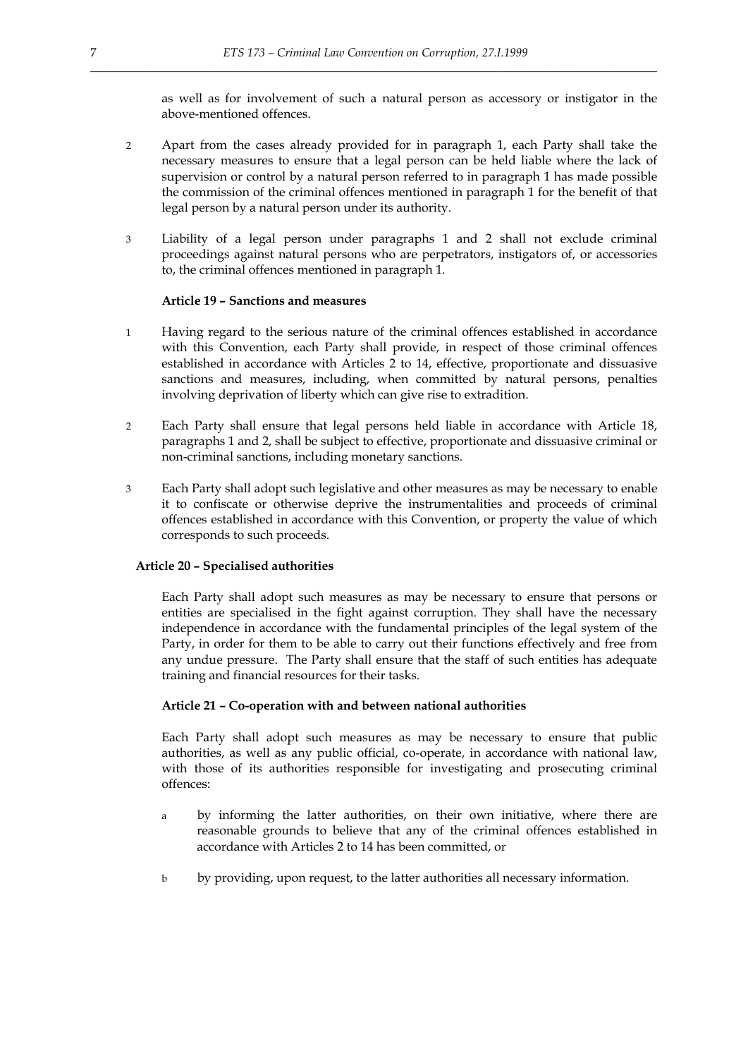as well as for involvement of such a natural person as accessory or instigator in the above-mentioned offences.

2 Apart from the cases already provided for in paragraph 1, each Party shall take the necessary measures to ensure that a legal person can be held liable where the lack of supervision or control by a natural person referred to in paragraph 1 has made possible the commission of the criminal offences mentioned in paragraph 1 for the benefit of that legal person by a natural person under its authority.

3 Liability of a legal person under paragraphs 1 and 2 shall not exclude criminal proceedings against natural persons who are perpetrators, instigators of, or accessories to, the criminal offences mentioned in paragraph 1.

### Article 19 – Sanctions and measures

1 Having regard to the serious nature of the criminal offences established in accordance with this Convention, each Party shall provide, in respect of those criminal offences established in accordance with Articles 2 to 14, effective, proportionate and dissuasive sanctions and measures, including, when committed by natural persons, penalties involving deprivation of liberty which can give rise to extradition.

2 Each Party shall ensure that legal persons held liable in accordance with Article 18, paragraphs 1 and 2, shall be subject to effective, proportionate and dissuasive criminal or non-criminal sanctions, including monetary sanctions.

3 Each Party shall adopt such legislative and other measures as may be necessary to enable it to confiscate or otherwise deprive the instrumentalities and proceeds of criminal offences established in accordance with this Convention, or property the value of which corresponds to such proceeds.

### Article 20 – Specialised authorities

Each Party shall adopt such measures as may be necessary to ensure that persons or entities are specialised in the fight against corruption. They shall have the necessary independence in accordance with the fundamental principles of the legal system of the Party, in order for them to be able to carry out their functions effectively and free from any undue pressure. The Party shall ensure that the staff of such entities has adequate training and financial resources for their tasks.

### Article 21 – Co-operation with and between national authorities

Each Party shall adopt such measures as may be necessary to ensure that public authorities, as well as any public official, co-operate, in accordance with national law, with those of its authorities responsible for investigating and prosecuting criminal offences:

a by informing the latter authorities, on their own initiative, where there are reasonable grounds to believe that any of the criminal offences established in accordance with Articles 2 to 14 has been committed, or

b by providing, upon request, to the latter authorities all necessary information.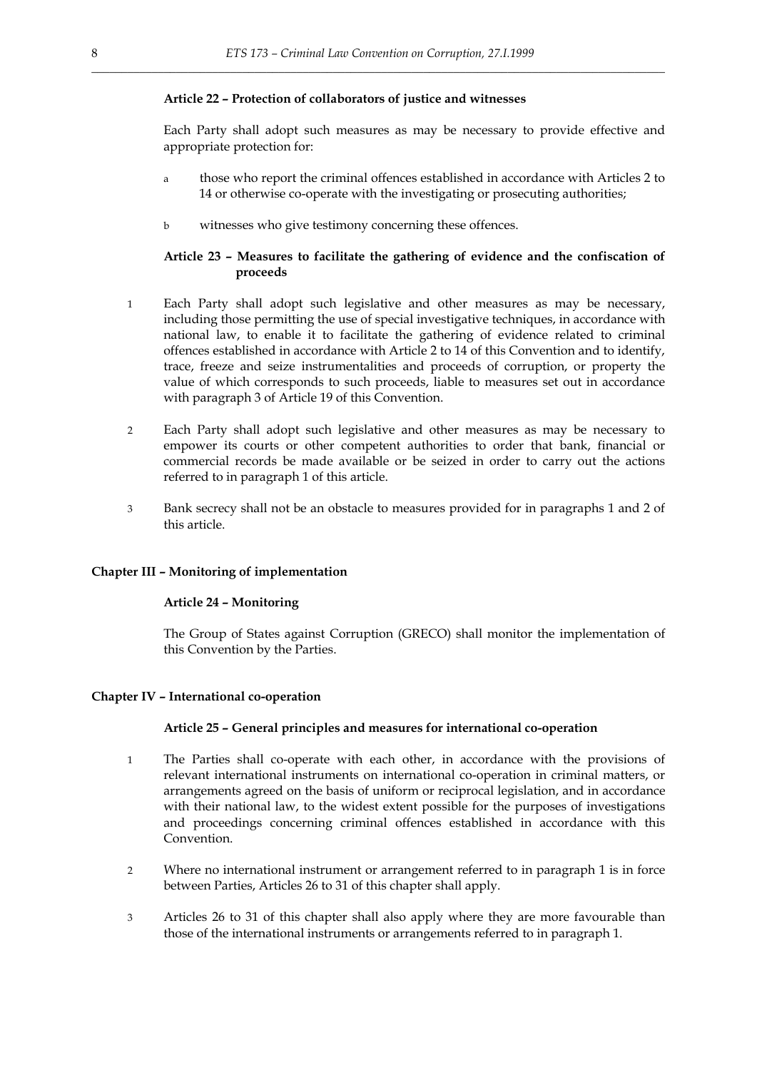### Article 22 – Protection of collaborators of justice and witnesses

Each Party shall adopt such measures as may be necessary to provide effective and appropriate protection for:

a those who report the criminal offences established in accordance with Articles 2 to 14 or otherwise co-operate with the investigating or prosecuting authorities;

b witnesses who give testimony concerning these offences.

### Article 23 – Measures to facilitate the gathering of evidence and the confiscation of proceeds

1 Each Party shall adopt such legislative and other measures as may be necessary, including those permitting the use of special investigative techniques, in accordance with national law, to enable it to facilitate the gathering of evidence related to criminal offences established in accordance with Article 2 to 14 of this Convention and to identify, trace, freeze and seize instrumentalities and proceeds of corruption, or property the value of which corresponds to such proceeds, liable to measures set out in accordance with paragraph 3 of Article 19 of this Convention.

2 Each Party shall adopt such legislative and other measures as may be necessary to empower its courts or other competent authorities to order that bank, financial or commercial records be made available or be seized in order to carry out the actions referred to in paragraph 1 of this article.

3 Bank secrecy shall not be an obstacle to measures provided for in paragraphs 1 and 2 of this article.

## Chapter III – Monitoring of implementation

### Article 24 – Monitoring

The Group of States against Corruption (GRECO) shall monitor the implementation of this Convention by the Parties.

## Chapter IV – International co-operation

### Article 25 – General principles and measures for international co-operation

1 The Parties shall co-operate with each other, in accordance with the provisions of relevant international instruments on international co-operation in criminal matters, or arrangements agreed on the basis of uniform or reciprocal legislation, and in accordance with their national law, to the widest extent possible for the purposes of investigations and proceedings concerning criminal offences established in accordance with this Convention.

2 Where no international instrument or arrangement referred to in paragraph 1 is in force between Parties, Articles 26 to 31 of this chapter shall apply.

3 Articles 26 to 31 of this chapter shall also apply where they are more favourable than those of the international instruments or arrangements referred to in paragraph 1.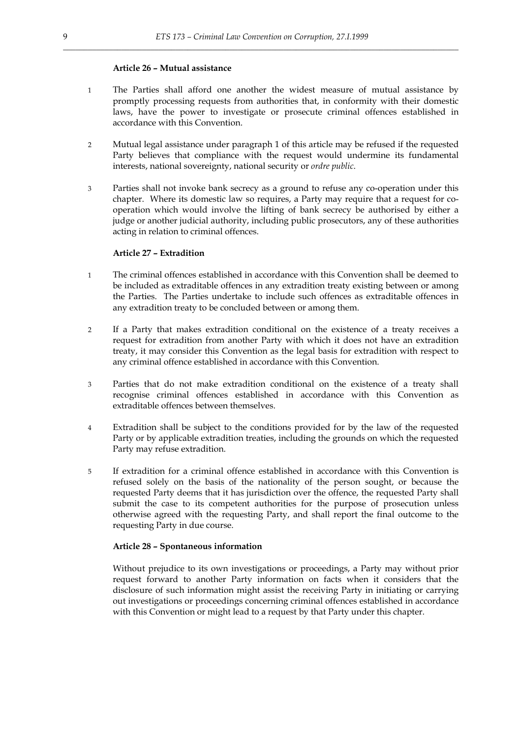**Article 26 – Mutual assistance**

1 The Parties shall afford one another the widest measure of mutual assistance by promptly processing requests from authorities that, in conformity with their domestic laws, have the power to investigate or prosecute criminal offences established in accordance with this Convention.

2 Mutual legal assistance under paragraph 1 of this article may be refused if the requested Party believes that compliance with the request would undermine its fundamental interests, national sovereignty, national security or *ordre public*.

3 Parties shall not invoke bank secrecy as a ground to refuse any co-operation under this chapter. Where its domestic law so requires, a Party may require that a request for co-operation which would involve the lifting of bank secrecy be authorised by either a judge or another judicial authority, including public prosecutors, any of these authorities acting in relation to criminal offences.

**Article 27 – Extradition**

1 The criminal offences established in accordance with this Convention shall be deemed to be included as extraditable offences in any extradition treaty existing between or among the Parties. The Parties undertake to include such offences as extraditable offences in any extradition treaty to be concluded between or among them.

2 If a Party that makes extradition conditional on the existence of a treaty receives a request for extradition from another Party with which it does not have an extradition treaty, it may consider this Convention as the legal basis for extradition with respect to any criminal offence established in accordance with this Convention.

3 Parties that do not make extradition conditional on the existence of a treaty shall recognise criminal offences established in accordance with this Convention as extraditable offences between themselves.

4 Extradition shall be subject to the conditions provided for by the law of the requested Party or by applicable extradition treaties, including the grounds on which the requested Party may refuse extradition.

5 If extradition for a criminal offence established in accordance with this Convention is refused solely on the basis of the nationality of the person sought, or because the requested Party deems that it has jurisdiction over the offence, the requested Party shall submit the case to its competent authorities for the purpose of prosecution unless otherwise agreed with the requesting Party, and shall report the final outcome to the requesting Party in due course.

**Article 28 – Spontaneous information**

Without prejudice to its own investigations or proceedings, a Party may without prior request forward to another Party information on facts when it considers that the disclosure of such information might assist the receiving Party in initiating or carrying out investigations or proceedings concerning criminal offences established in accordance with this Convention or might lead to a request by that Party under this chapter.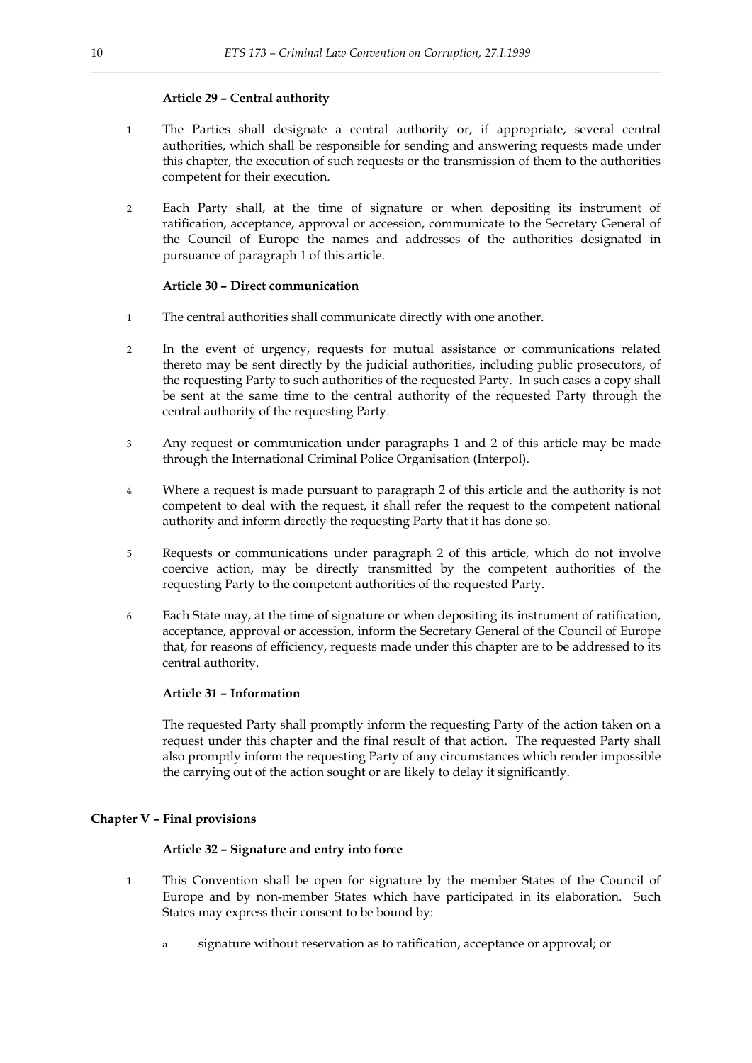### Article 29 – Central authority

1 The Parties shall designate a central authority or, if appropriate, several central authorities, which shall be responsible for sending and answering requests made under this chapter, the execution of such requests or the transmission of them to the authorities competent for their execution.

2 Each Party shall, at the time of signature or when depositing its instrument of ratification, acceptance, approval or accession, communicate to the Secretary General of the Council of Europe the names and addresses of the authorities designated in pursuance of paragraph 1 of this article.

### Article 30 – Direct communication

1 The central authorities shall communicate directly with one another.

2 In the event of urgency, requests for mutual assistance or communications related thereto may be sent directly by the judicial authorities, including public prosecutors, of the requesting Party to such authorities of the requested Party. In such cases a copy shall be sent at the same time to the central authority of the requested Party through the central authority of the requesting Party.

3 Any request or communication under paragraphs 1 and 2 of this article may be made through the International Criminal Police Organisation (Interpol).

4 Where a request is made pursuant to paragraph 2 of this article and the authority is not competent to deal with the request, it shall refer the request to the competent national authority and inform directly the requesting Party that it has done so.

5 Requests or communications under paragraph 2 of this article, which do not involve coercive action, may be directly transmitted by the competent authorities of the requesting Party to the competent authorities of the requested Party.

6 Each State may, at the time of signature or when depositing its instrument of ratification, acceptance, approval or accession, inform the Secretary General of the Council of Europe that, for reasons of efficiency, requests made under this chapter are to be addressed to its central authority.

### Article 31 – Information

The requested Party shall promptly inform the requesting Party of the action taken on a request under this chapter and the final result of that action. The requested Party shall also promptly inform the requesting Party of any circumstances which render impossible the carrying out of the action sought or are likely to delay it significantly.

## Chapter V – Final provisions

### Article 32 – Signature and entry into force

1 This Convention shall be open for signature by the member States of the Council of Europe and by non-member States which have participated in its elaboration. Such States may express their consent to be bound by:

a signature without reservation as to ratification, acceptance or approval; or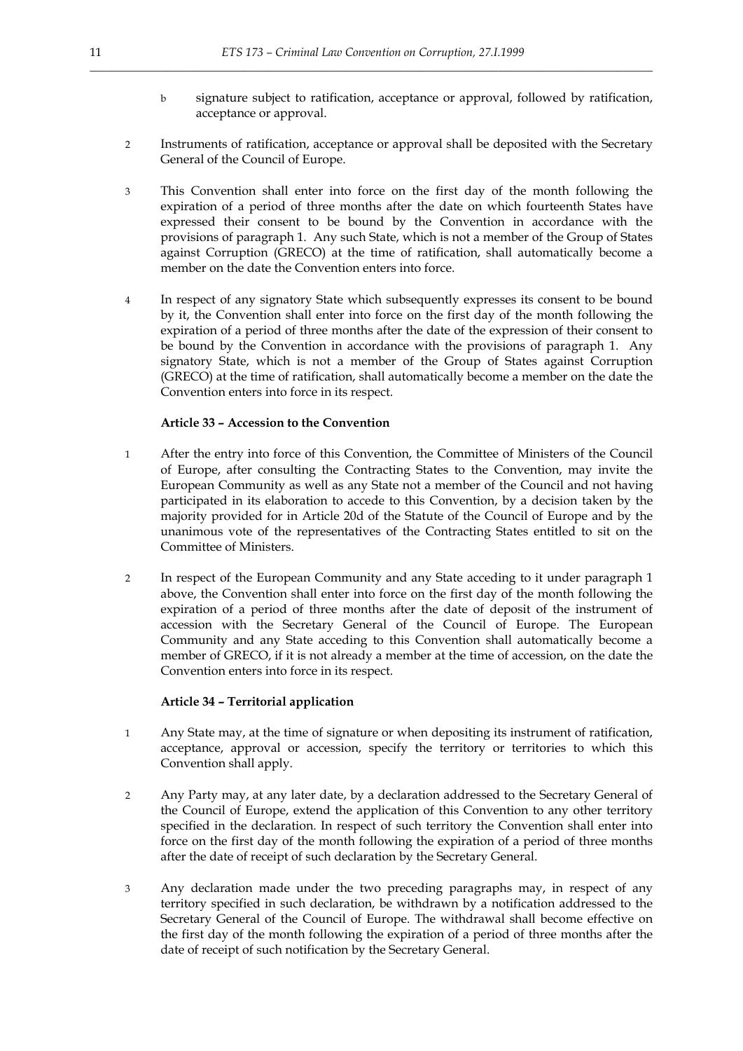b signature subject to ratification, acceptance or approval, followed by ratification, acceptance or approval.

2 Instruments of ratification, acceptance or approval shall be deposited with the Secretary General of the Council of Europe.

3 This Convention shall enter into force on the first day of the month following the expiration of a period of three months after the date on which fourteenth States have expressed their consent to be bound by the Convention in accordance with the provisions of paragraph 1. Any such State, which is not a member of the Group of States against Corruption (GRECO) at the time of ratification, shall automatically become a member on the date the Convention enters into force.

4 In respect of any signatory State which subsequently expresses its consent to be bound by it, the Convention shall enter into force on the first day of the month following the expiration of a period of three months after the date of the expression of their consent to be bound by the Convention in accordance with the provisions of paragraph 1. Any signatory State, which is not a member of the Group of States against Corruption (GRECO) at the time of ratification, shall automatically become a member on the date the Convention enters into force in its respect.

**Article 33 – Accession to the Convention**

1 After the entry into force of this Convention, the Committee of Ministers of the Council of Europe, after consulting the Contracting States to the Convention, may invite the European Community as well as any State not a member of the Council and not having participated in its elaboration to accede to this Convention, by a decision taken by the majority provided for in Article 20d of the Statute of the Council of Europe and by the unanimous vote of the representatives of the Contracting States entitled to sit on the Committee of Ministers.

2 In respect of the European Community and any State acceding to it under paragraph 1 above, the Convention shall enter into force on the first day of the month following the expiration of a period of three months after the date of deposit of the instrument of accession with the Secretary General of the Council of Europe. The European Community and any State acceding to this Convention shall automatically become a member of GRECO, if it is not already a member at the time of accession, on the date the Convention enters into force in its respect.

**Article 34 – Territorial application**

1 Any State may, at the time of signature or when depositing its instrument of ratification, acceptance, approval or accession, specify the territory or territories to which this Convention shall apply.

2 Any Party may, at any later date, by a declaration addressed to the Secretary General of the Council of Europe, extend the application of this Convention to any other territory specified in the declaration. In respect of such territory the Convention shall enter into force on the first day of the month following the expiration of a period of three months after the date of receipt of such declaration by the Secretary General.

3 Any declaration made under the two preceding paragraphs may, in respect of any territory specified in such declaration, be withdrawn by a notification addressed to the Secretary General of the Council of Europe. The withdrawal shall become effective on the first day of the month following the expiration of a period of three months after the date of receipt of such notification by the Secretary General.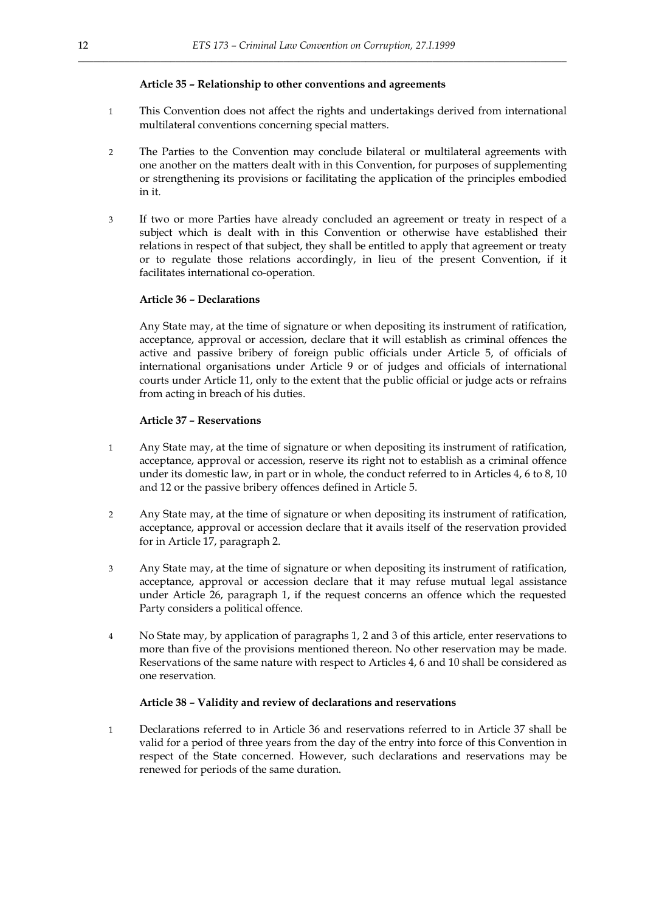#### Article 35 – Relationship to other conventions and agreements

1 This Convention does not affect the rights and undertakings derived from international multilateral conventions concerning special matters.

2 The Parties to the Convention may conclude bilateral or multilateral agreements with one another on the matters dealt with in this Convention, for purposes of supplementing or strengthening its provisions or facilitating the application of the principles embodied in it.

3 If two or more Parties have already concluded an agreement or treaty in respect of a subject which is dealt with in this Convention or otherwise have established their relations in respect of that subject, they shall be entitled to apply that agreement or treaty or to regulate those relations accordingly, in lieu of the present Convention, if it facilitates international co-operation.

#### Article 36 – Declarations

Any State may, at the time of signature or when depositing its instrument of ratification, acceptance, approval or accession, declare that it will establish as criminal offences the active and passive bribery of foreign public officials under Article 5, of officials of international organisations under Article 9 or of judges and officials of international courts under Article 11, only to the extent that the public official or judge acts or refrains from acting in breach of his duties.

#### Article 37 – Reservations

1 Any State may, at the time of signature or when depositing its instrument of ratification, acceptance, approval or accession, reserve its right not to establish as a criminal offence under its domestic law, in part or in whole, the conduct referred to in Articles 4, 6 to 8, 10 and 12 or the passive bribery offences defined in Article 5.

2 Any State may, at the time of signature or when depositing its instrument of ratification, acceptance, approval or accession declare that it avails itself of the reservation provided for in Article 17, paragraph 2.

3 Any State may, at the time of signature or when depositing its instrument of ratification, acceptance, approval or accession declare that it may refuse mutual legal assistance under Article 26, paragraph 1, if the request concerns an offence which the requested Party considers a political offence.

4 No State may, by application of paragraphs 1, 2 and 3 of this article, enter reservations to more than five of the provisions mentioned thereon. No other reservation may be made. Reservations of the same nature with respect to Articles 4, 6 and 10 shall be considered as one reservation.

#### Article 38 – Validity and review of declarations and reservations

1 Declarations referred to in Article 36 and reservations referred to in Article 37 shall be valid for a period of three years from the day of the entry into force of this Convention in respect of the State concerned. However, such declarations and reservations may be renewed for periods of the same duration.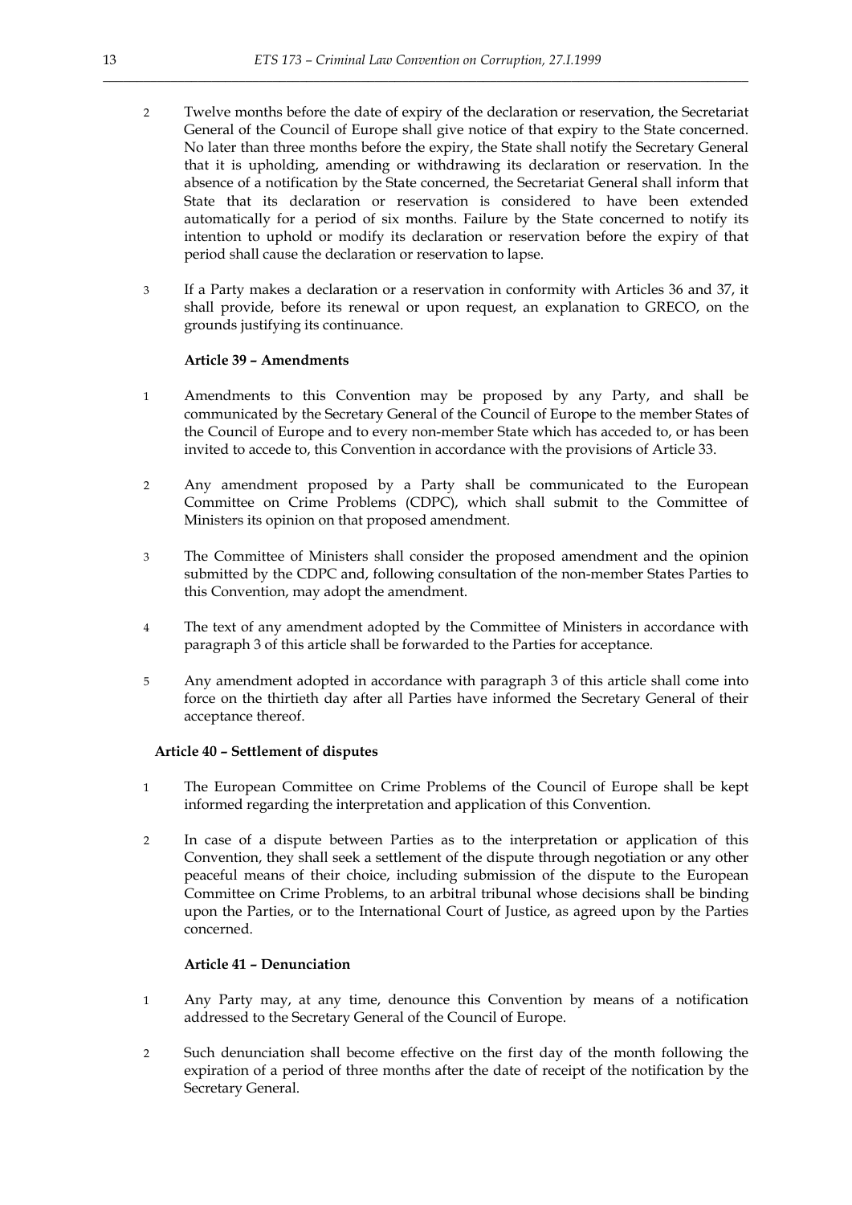2 Twelve months before the date of expiry of the declaration or reservation, the Secretariat General of the Council of Europe shall give notice of that expiry to the State concerned. No later than three months before the expiry, the State shall notify the Secretary General that it is upholding, amending or withdrawing its declaration or reservation. In the absence of a notification by the State concerned, the Secretariat General shall inform that State that its declaration or reservation is considered to have been extended automatically for a period of six months. Failure by the State concerned to notify its intention to uphold or modify its declaration or reservation before the expiry of that period shall cause the declaration or reservation to lapse.

3 If a Party makes a declaration or a reservation in conformity with Articles 36 and 37, it shall provide, before its renewal or upon request, an explanation to GRECO, on the grounds justifying its continuance.

**Article 39 – Amendments**

1 Amendments to this Convention may be proposed by any Party, and shall be communicated by the Secretary General of the Council of Europe to the member States of the Council of Europe and to every non-member State which has acceded to, or has been invited to accede to, this Convention in accordance with the provisions of Article 33.

2 Any amendment proposed by a Party shall be communicated to the European Committee on Crime Problems (CDPC), which shall submit to the Committee of Ministers its opinion on that proposed amendment.

3 The Committee of Ministers shall consider the proposed amendment and the opinion submitted by the CDPC and, following consultation of the non-member States Parties to this Convention, may adopt the amendment.

4 The text of any amendment adopted by the Committee of Ministers in accordance with paragraph 3 of this article shall be forwarded to the Parties for acceptance.

5 Any amendment adopted in accordance with paragraph 3 of this article shall come into force on the thirtieth day after all Parties have informed the Secretary General of their acceptance thereof.

**Article 40 – Settlement of disputes**

1 The European Committee on Crime Problems of the Council of Europe shall be kept informed regarding the interpretation and application of this Convention.

2 In case of a dispute between Parties as to the interpretation or application of this Convention, they shall seek a settlement of the dispute through negotiation or any other peaceful means of their choice, including submission of the dispute to the European Committee on Crime Problems, to an arbitral tribunal whose decisions shall be binding upon the Parties, or to the International Court of Justice, as agreed upon by the Parties concerned.

**Article 41 – Denunciation**

1 Any Party may, at any time, denounce this Convention by means of a notification addressed to the Secretary General of the Council of Europe.

2 Such denunciation shall become effective on the first day of the month following the expiration of a period of three months after the date of receipt of the notification by the Secretary General.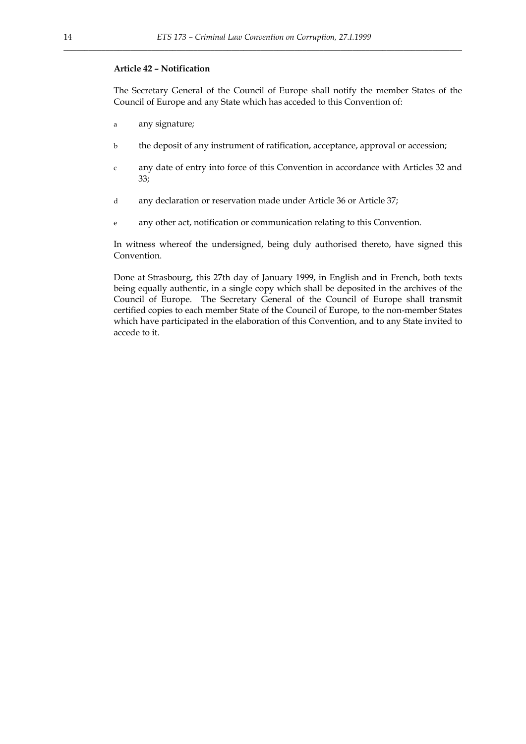**Article 42 – Notification**

The Secretary General of the Council of Europe shall notify the member States of the Council of Europe and any State which has acceded to this Convention of:

a any signature;

b the deposit of any instrument of ratification, acceptance, approval or accession;

c any date of entry into force of this Convention in accordance with Articles 32 and 33;

d any declaration or reservation made under Article 36 or Article 37;

e any other act, notification or communication relating to this Convention.

In witness whereof the undersigned, being duly authorised thereto, have signed this Convention.

Done at Strasbourg, this 27th day of January 1999, in English and in French, both texts being equally authentic, in a single copy which shall be deposited in the archives of the Council of Europe. The Secretary General of the Council of Europe shall transmit certified copies to each member State of the Council of Europe, to the non-member States which have participated in the elaboration of this Convention, and to any State invited to accede to it.